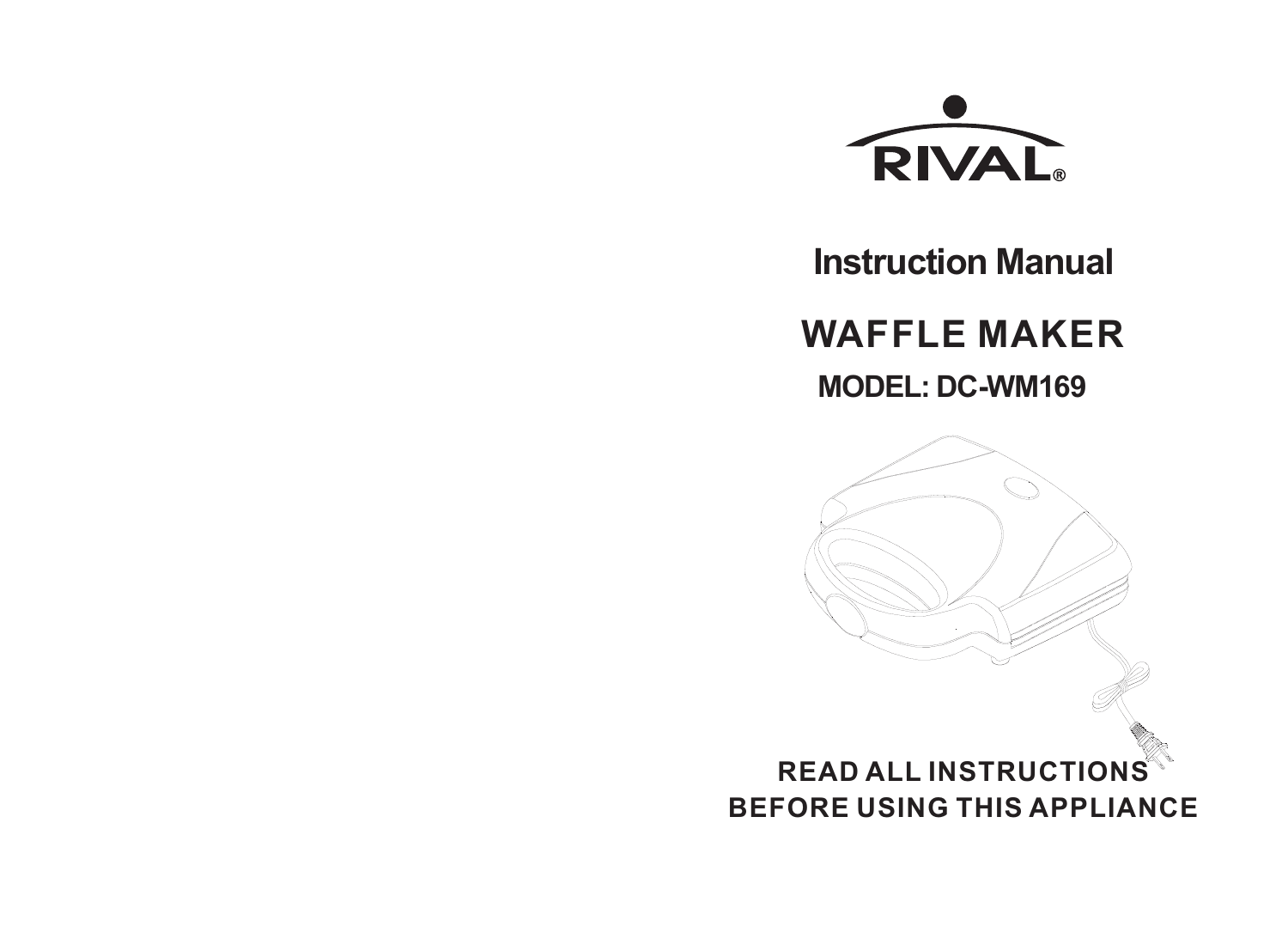RIVAL®

# Instruction Manual

# WAFFLE MAKER

## MODEL: DC-WM169

**READ ALL INSTRUCTIONS BEFORE USING THIS APPLIANCE**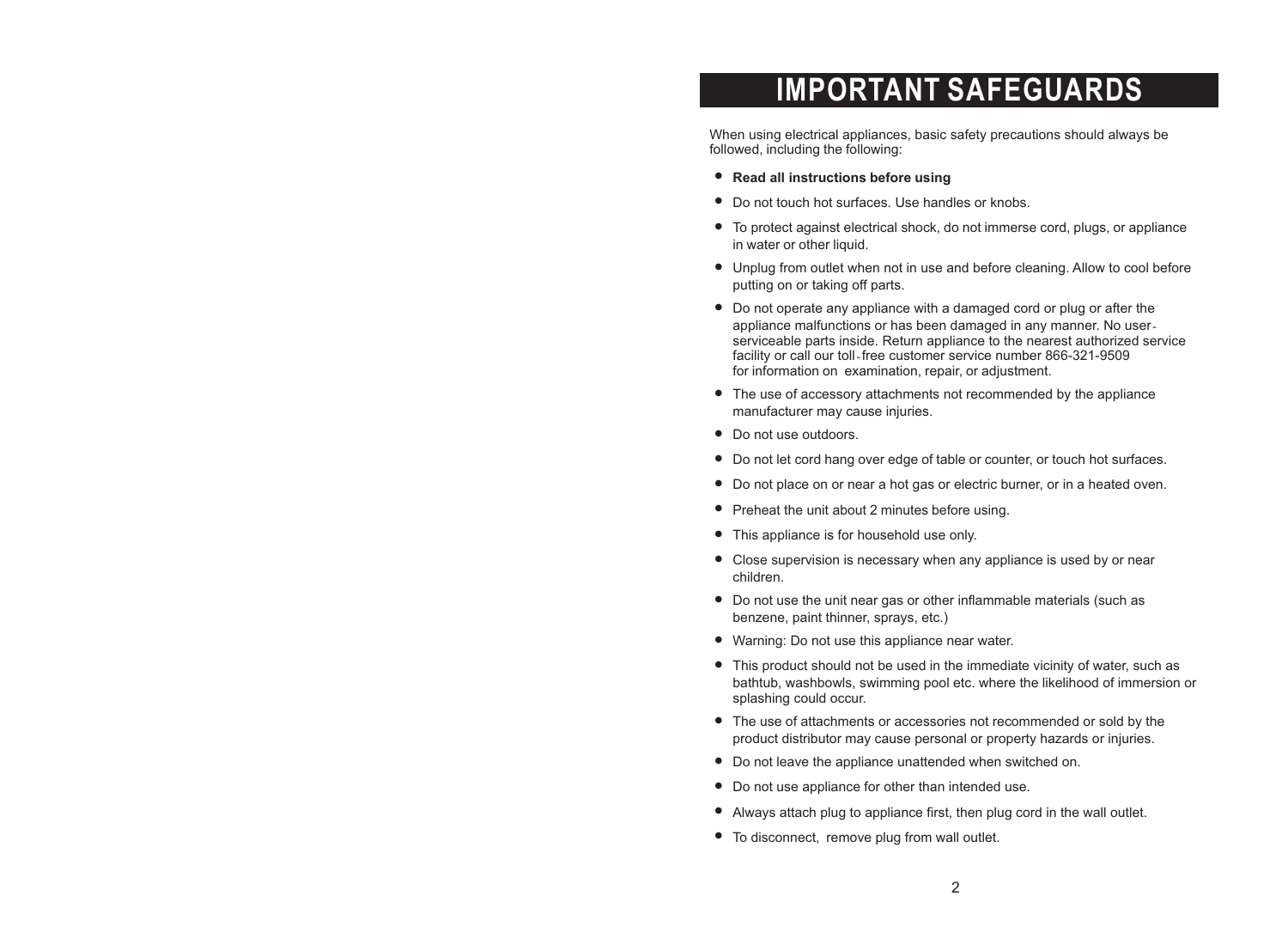# IMPORTANT SAFEGUARDS

When using electrical appliances, basic safety precautions should always be followed, including the following:

- **Read all instructions before using**
- Do not touch hot surfaces. Use handles or knobs.
- To protect against electrical shock, do not immerse cord, plugs, or appliance in water or other liquid.
- Unplug from outlet when not in use and before cleaning. Allow to cool before putting on or taking off parts.
- Do not operate any appliance with a damaged cord or plug or after the appliance malfunctions or has been damaged in any manner. No user-serviceable parts inside. Return appliance to the nearest authorized service facility or call our toll-free customer service number 866-321-9509 for information on examination, repair, or adjustment.
- The use of accessory attachments not recommended by the appliance manufacturer may cause injuries.
- Do not use outdoors.
- Do not let cord hang over edge of table or counter, or touch hot surfaces.
- Do not place on or near a hot gas or electric burner, or in a heated oven.
- Preheat the unit about 2 minutes before using.
- This appliance is for household use only.
- Close supervision is necessary when any appliance is used by or near children.
- Do not use the unit near gas or other inflammable materials (such as benzene, paint thinner, sprays, etc.)
- Warning: Do not use this appliance near water.
- This product should not be used in the immediate vicinity of water, such as bathtub, washbowls, swimming pool etc. where the likelihood of immersion or splashing could occur.
- The use of attachments or accessories not recommended or sold by the product distributor may cause personal or property hazards or injuries.
- Do not leave the appliance unattended when switched on.
- Do not use appliance for other than intended use.
- Always attach plug to appliance first, then plug cord in the wall outlet.
- To disconnect, remove plug from wall outlet.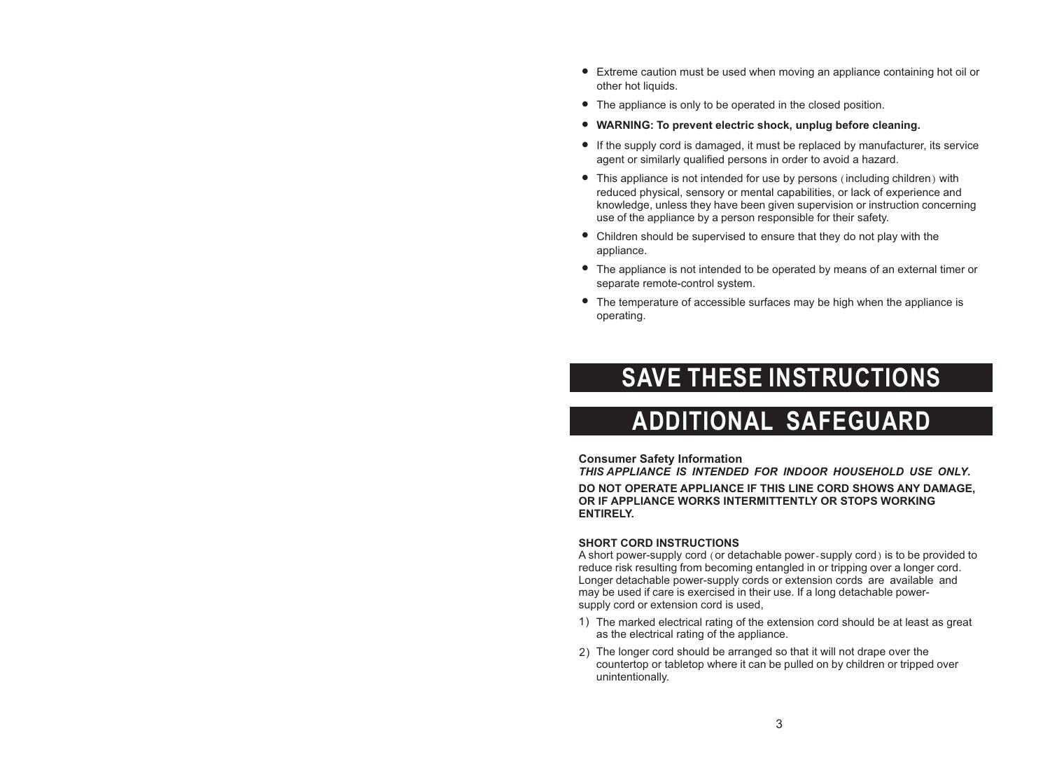- Extreme caution must be used when moving an appliance containing hot oil or other hot liquids.
- The appliance is only to be operated in the closed position.
- **WARNING: To prevent electric shock, unplug before cleaning.**
- If the supply cord is damaged, it must be replaced by manufacturer, its service agent or similarly qualified persons in order to avoid a hazard.
- This appliance is not intended for use by persons（including children）with reduced physical, sensory or mental capabilities, or lack of experience and knowledge, unless they have been given supervision or instruction concerning use of the appliance by a person responsible for their safety.
- Children should be supervised to ensure that they do not play with the appliance.
- The appliance is not intended to be operated by means of an external timer or separate remote-control system.
- The temperature of accessible surfaces may be high when the appliance is operating.

# SAVE THESE INSTRUCTIONS

# ADDITIONAL SAFEGUARD

**Consumer Safety Information**
***THIS APPLIANCE IS INTENDED FOR INDOOR HOUSEHOLD USE ONLY.***

**DO NOT OPERATE APPLIANCE IF THIS LINE CORD SHOWS ANY DAMAGE, OR IF APPLIANCE WORKS INTERMITTENTLY OR STOPS WORKING ENTIRELY.**

**SHORT CORD INSTRUCTIONS**
A short power-supply cord（or detachable power-supply cord）is to be provided to reduce risk resulting from becoming entangled in or tripping over a longer cord. Longer detachable power-supply cords or extension cords are available and may be used if care is exercised in their use. If a long detachable power-supply cord or extension cord is used,

1) The marked electrical rating of the extension cord should be at least as great as the electrical rating of the appliance.
2) The longer cord should be arranged so that it will not drape over the countertop or tabletop where it can be pulled on by children or tripped over unintentionally.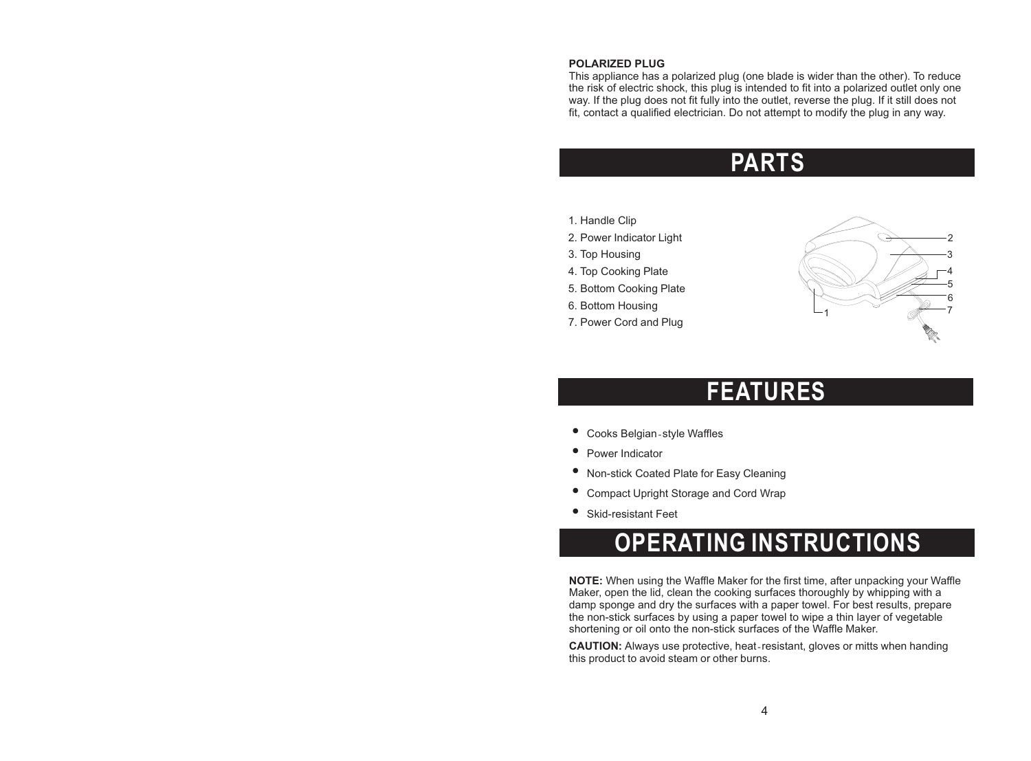**POLARIZED PLUG**

This appliance has a polarized plug (one blade is wider than the other). To reduce the risk of electric shock, this plug is intended to fit into a polarized outlet only one way. If the plug does not fit fully into the outlet, reverse the plug. If it still does not fit, contact a qualified electrician. Do not attempt to modify the plug in any way.

## PARTS

1. Handle Clip
2. Power Indicator Light
3. Top Housing
4. Top Cooking Plate
5. Bottom Cooking Plate
6. Bottom Housing
7. Power Cord and Plug

## FEATURES

- Cooks Belgian-style Waffles
- Power Indicator
- Non-stick Coated Plate for Easy Cleaning
- Compact Upright Storage and Cord Wrap
- Skid-resistant Feet

## OPERATING INSTRUCTIONS

**NOTE:** When using the Waffle Maker for the first time, after unpacking your Waffle Maker, open the lid, clean the cooking surfaces thoroughly by whipping with a damp sponge and dry the surfaces with a paper towel. For best results, prepare the non-stick surfaces by using a paper towel to wipe a thin layer of vegetable shortening or oil onto the non-stick surfaces of the Waffle Maker.

**CAUTION:** Always use protective, heat-resistant, gloves or mitts when handing this product to avoid steam or other burns.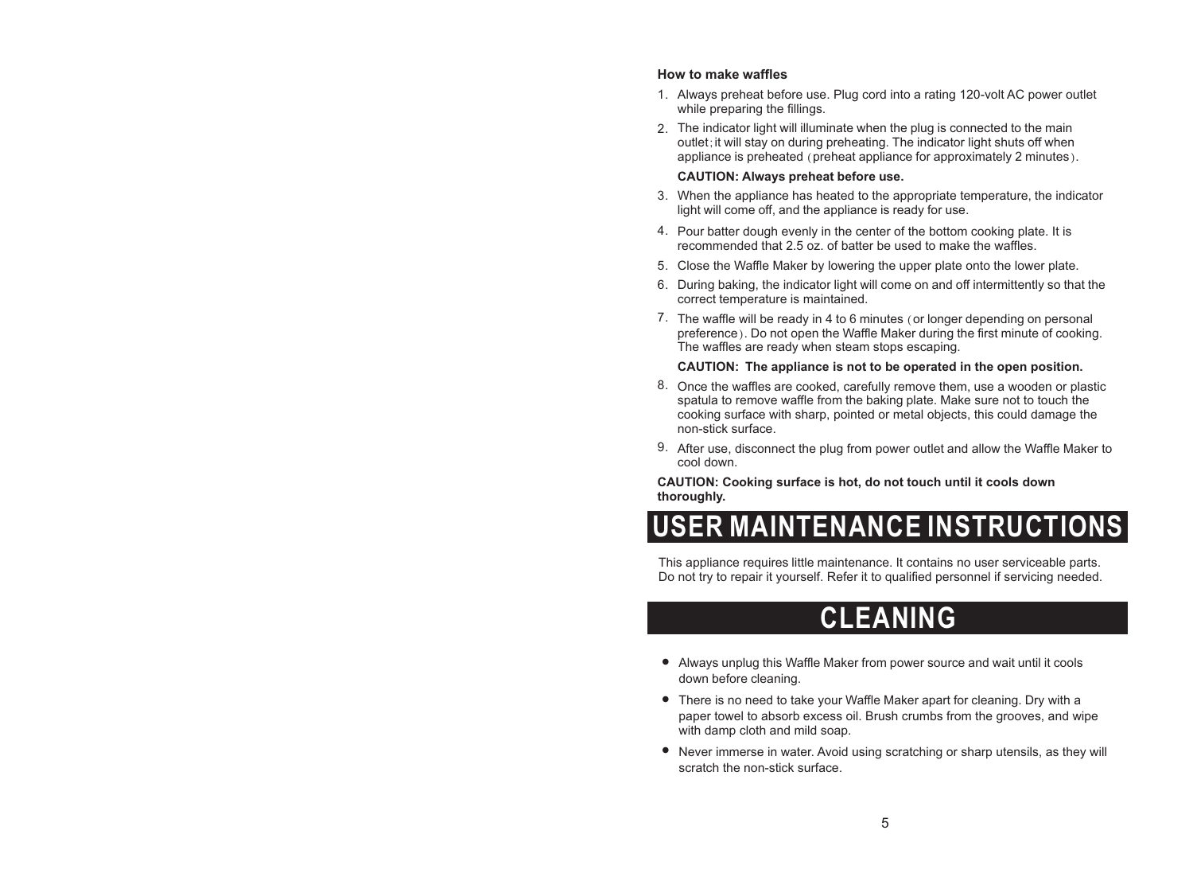**How to make waffles**

1. Always preheat before use. Plug cord into a rating 120-volt AC power outlet while preparing the fillings.
2. The indicator light will illuminate when the plug is connected to the main outlet; it will stay on during preheating. The indicator light shuts off when appliance is preheated (preheat appliance for approximately 2 minutes).

   **CAUTION: Always preheat before use.**
3. When the appliance has heated to the appropriate temperature, the indicator light will come off, and the appliance is ready for use.
4. Pour batter dough evenly in the center of the bottom cooking plate. It is recommended that 2.5 oz. of batter be used to make the waffles.
5. Close the Waffle Maker by lowering the upper plate onto the lower plate.
6. During baking, the indicator light will come on and off intermittently so that the correct temperature is maintained.
7. The waffle will be ready in 4 to 6 minutes (or longer depending on personal preference). Do not open the Waffle Maker during the first minute of cooking. The waffles are ready when steam stops escaping.

   **CAUTION: The appliance is not to be operated in the open position.**
8. Once the waffles are cooked, carefully remove them, use a wooden or plastic spatula to remove waffle from the baking plate. Make sure not to touch the cooking surface with sharp, pointed or metal objects, this could damage the non-stick surface.
9. After use, disconnect the plug from power outlet and allow the Waffle Maker to cool down.

**CAUTION: Cooking surface is hot, do not touch until it cools down thoroughly.**

# USER MAINTENANCE INSTRUCTIONS

This appliance requires little maintenance. It contains no user serviceable parts. Do not try to repair it yourself. Refer it to qualified personnel if servicing needed.

# CLEANING

- Always unplug this Waffle Maker from power source and wait until it cools down before cleaning.
- There is no need to take your Waffle Maker apart for cleaning. Dry with a paper towel to absorb excess oil. Brush crumbs from the grooves, and wipe with damp cloth and mild soap.
- Never immerse in water. Avoid using scratching or sharp utensils, as they will scratch the non-stick surface.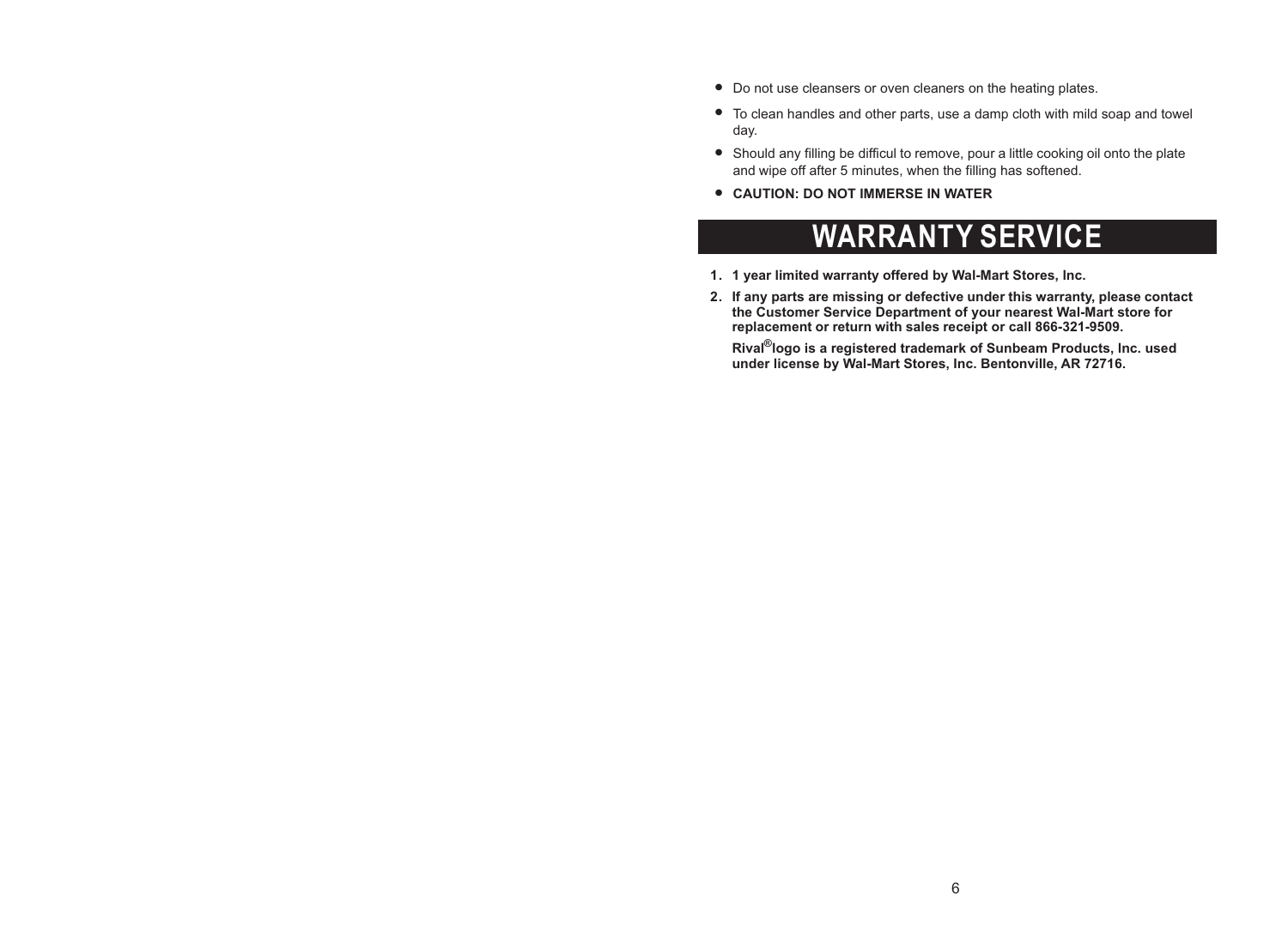- Do not use cleansers or oven cleaners on the heating plates.
- To clean handles and other parts, use a damp cloth with mild soap and towel day.
- Should any filling be difficul to remove, pour a little cooking oil onto the plate and wipe off after 5 minutes, when the filling has softened.
- **CAUTION: DO NOT IMMERSE IN WATER**

# WARRANTY SERVICE

1. **1 year limited warranty offered by Wal-Mart Stores, Inc.**
2. **If any parts are missing or defective under this warranty, please contact the Customer Service Department of your nearest Wal-Mart store for replacement or return with sales receipt or call 866-321-9509.**

   **Rival® logo is a registered trademark of Sunbeam Products, Inc. used under license by Wal-Mart Stores, Inc. Bentonville, AR 72716.**